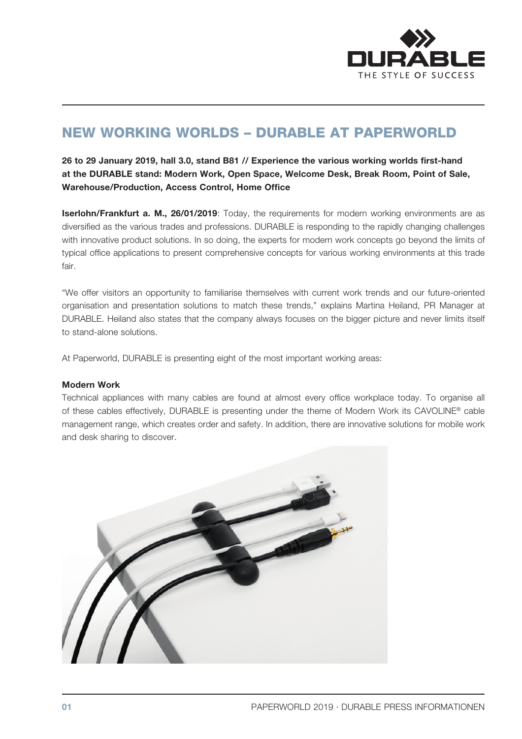# NEW WORKING WORLDS – DURABLE AT PAPERWORLD

**26 to 29 January 2019, hall 3.0, stand B81 // Experience the various working worlds first-hand at the DURABLE stand: Modern Work, Open Space, Welcome Desk, Break Room, Point of Sale, Warehouse/Production, Access Control, Home Office**

**Iserlohn/Frankfurt a. M., 26/01/2019**: Today, the requirements for modern working environments are as diversified as the various trades and professions. DURABLE is responding to the rapidly changing challenges with innovative product solutions. In so doing, the experts for modern work concepts go beyond the limits of typical office applications to present comprehensive concepts for various working environments at this trade fair.

"We offer visitors an opportunity to familiarise themselves with current work trends and our future-oriented organisation and presentation solutions to match these trends," explains Martina Heiland, PR Manager at DURABLE. Heiland also states that the company always focuses on the bigger picture and never limits itself to stand-alone solutions.

At Paperworld, DURABLE is presenting eight of the most important working areas:

**Modern Work**

Technical appliances with many cables are found at almost every office workplace today. To organise all of these cables effectively, DURABLE is presenting under the theme of Modern Work its CAVOLINE® cable management range, which creates order and safety. In addition, there are innovative solutions for mobile work and desk sharing to discover.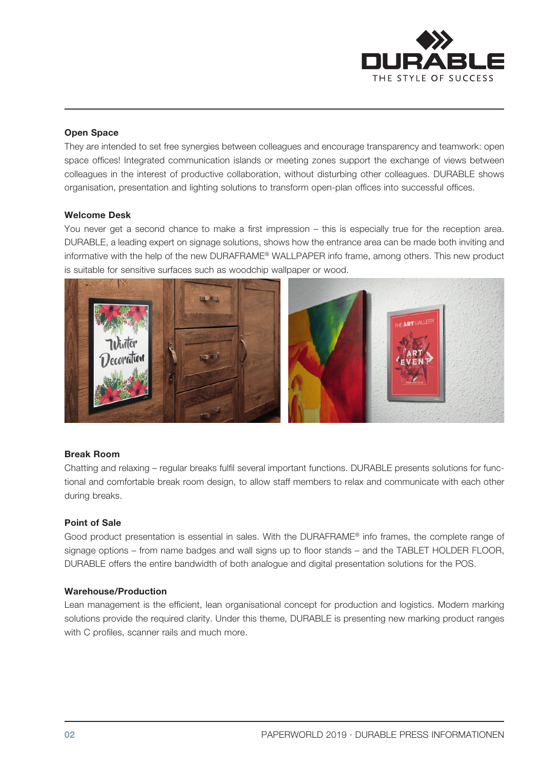### Open Space

They are intended to set free synergies between colleagues and encourage transparency and teamwork: open space offices! Integrated communication islands or meeting zones support the exchange of views between colleagues in the interest of productive collaboration, without disturbing other colleagues. DURABLE shows organisation, presentation and lighting solutions to transform open-plan offices into successful offices.

### Welcome Desk

You never get a second chance to make a first impression – this is especially true for the reception area. DURABLE, a leading expert on signage solutions, shows how the entrance area can be made both inviting and informative with the help of the new DURAFRAME® WALLPAPER info frame, among others. This new product is suitable for sensitive surfaces such as woodchip wallpaper or wood.

### Break Room

Chatting and relaxing – regular breaks fulfil several important functions. DURABLE presents solutions for functional and comfortable break room design, to allow staff members to relax and communicate with each other during breaks.

### Point of Sale

Good product presentation is essential in sales. With the DURAFRAME® info frames, the complete range of signage options – from name badges and wall signs up to floor stands – and the TABLET HOLDER FLOOR, DURABLE offers the entire bandwidth of both analogue and digital presentation solutions for the POS.

### Warehouse/Production

Lean management is the efficient, lean organisational concept for production and logistics. Modern marking solutions provide the required clarity. Under this theme, DURABLE is presenting new marking product ranges with C profiles, scanner rails and much more.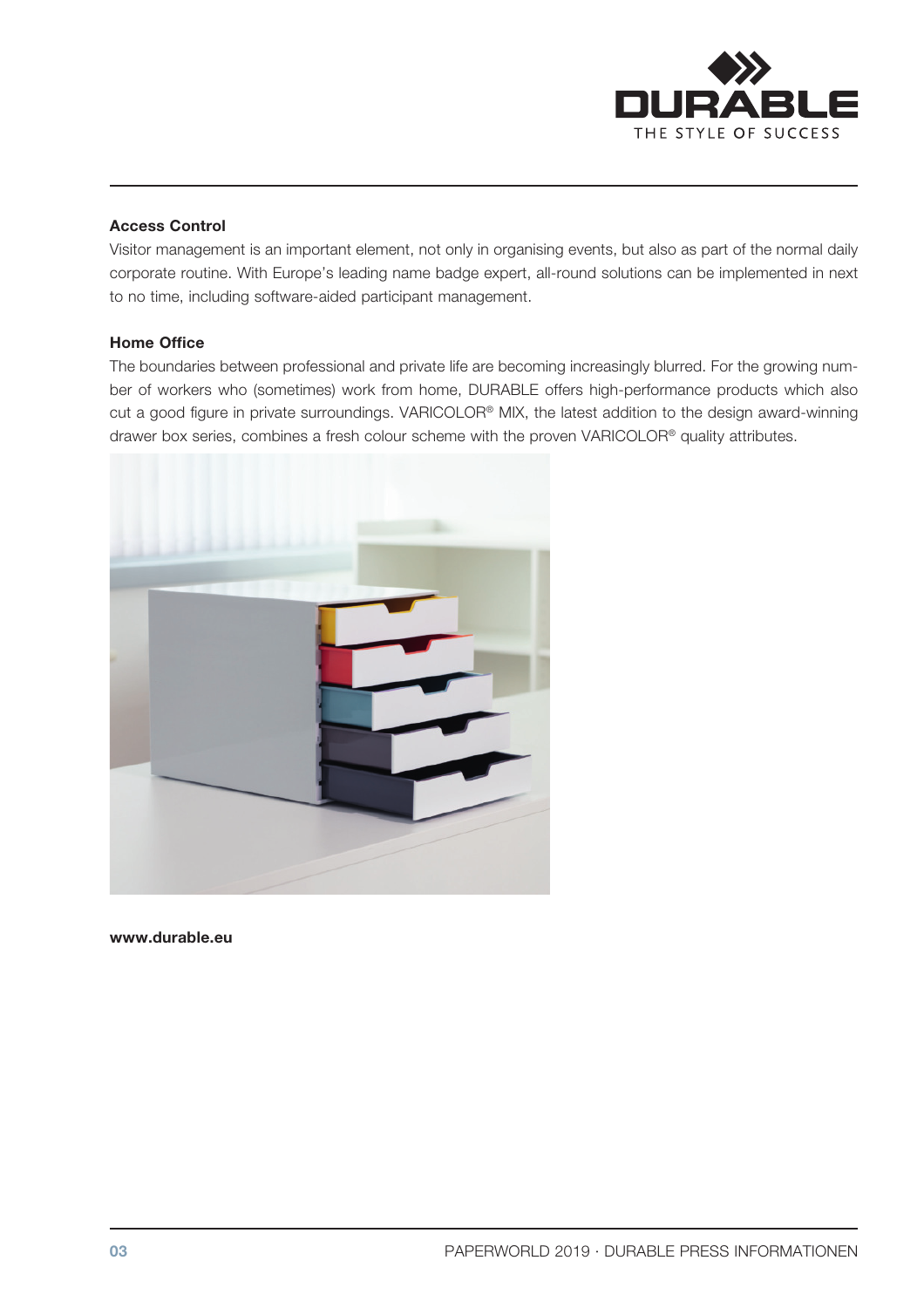### Access Control

Visitor management is an important element, not only in organising events, but also as part of the normal daily corporate routine. With Europe's leading name badge expert, all-round solutions can be implemented in next to no time, including software-aided participant management.

### Home Office

The boundaries between professional and private life are becoming increasingly blurred. For the growing number of workers who (sometimes) work from home, DURABLE offers high-performance products which also cut a good figure in private surroundings. VARICOLOR® MIX, the latest addition to the design award-winning drawer box series, combines a fresh colour scheme with the proven VARICOLOR® quality attributes.

**www.durable.eu**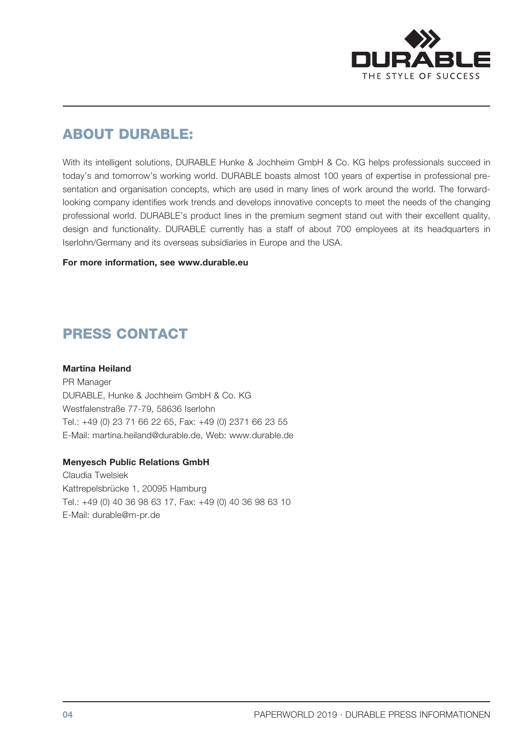## ABOUT DURABLE:

With its intelligent solutions, DURABLE Hunke & Jochheim GmbH & Co. KG helps professionals succeed in today's and tomorrow's working world. DURABLE boasts almost 100 years of expertise in professional presentation and organisation concepts, which are used in many lines of work around the world. The forward-looking company identifies work trends and develops innovative concepts to meet the needs of the changing professional world. DURABLE's product lines in the premium segment stand out with their excellent quality, design and functionality. DURABLE currently has a staff of about 700 employees at its headquarters in Iserlohn/Germany and its overseas subsidiaries in Europe and the USA.

**For more information, see www.durable.eu**

## PRESS CONTACT

**Martina Heiland**
PR Manager
DURABLE, Hunke & Jochheim GmbH & Co. KG
Westfalenstraße 77-79, 58636 Iserlohn
Tel.: +49 (0) 23 71 66 22 65, Fax: +49 (0) 2371 66 23 55
E-Mail: martina.heiland@durable.de, Web: www.durable.de

**Menyesch Public Relations GmbH**
Claudia Twelsiek
Kattrepelsbrücke 1, 20095 Hamburg
Tel.: +49 (0) 40 36 98 63 17, Fax: +49 (0) 40 36 98 63 10
E-Mail: durable@m-pr.de